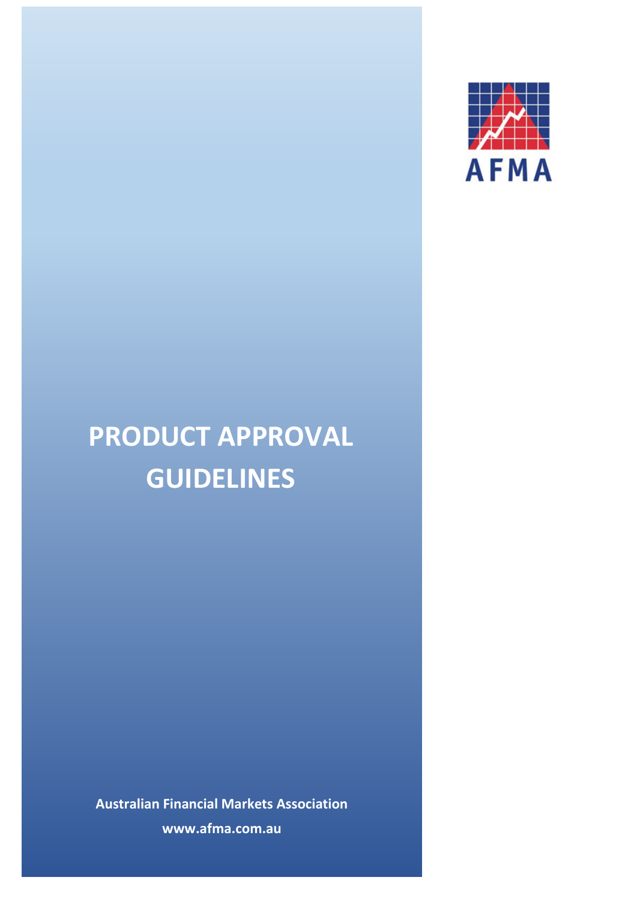AFMA

# PRODUCT APPROVAL GUIDELINES

**Australian Financial Markets Association**

**www.afma.com.au**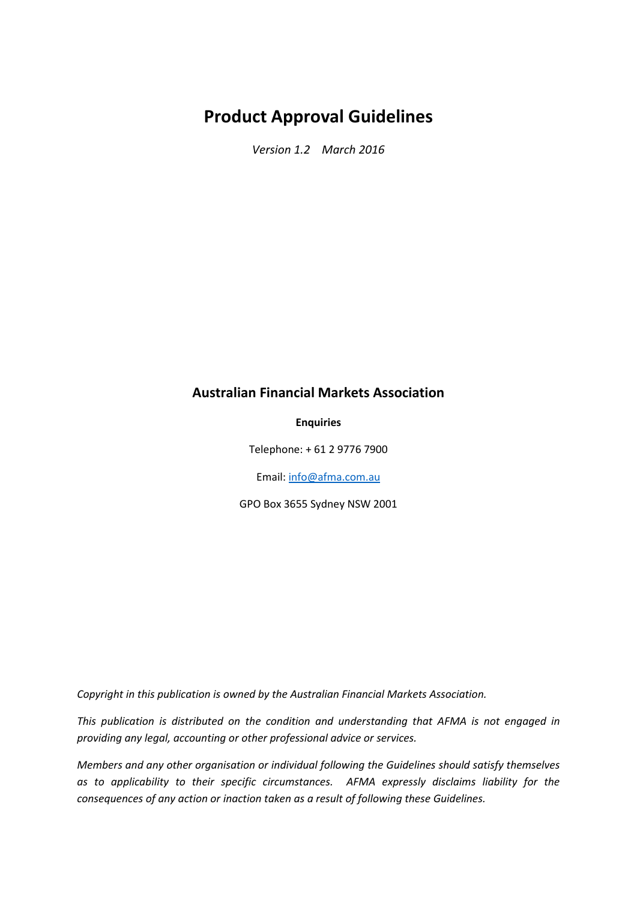# Product Approval Guidelines

*Version 1.2 March 2016*

## Australian Financial Markets Association

**Enquiries**

Telephone: + 61 2 9776 7900

Email: info@afma.com.au

GPO Box 3655 Sydney NSW 2001

*Copyright in this publication is owned by the Australian Financial Markets Association.*

*This publication is distributed on the condition and understanding that AFMA is not engaged in providing any legal, accounting or other professional advice or services.*

*Members and any other organisation or individual following the Guidelines should satisfy themselves as to applicability to their specific circumstances. AFMA expressly disclaims liability for the consequences of any action or inaction taken as a result of following these Guidelines.*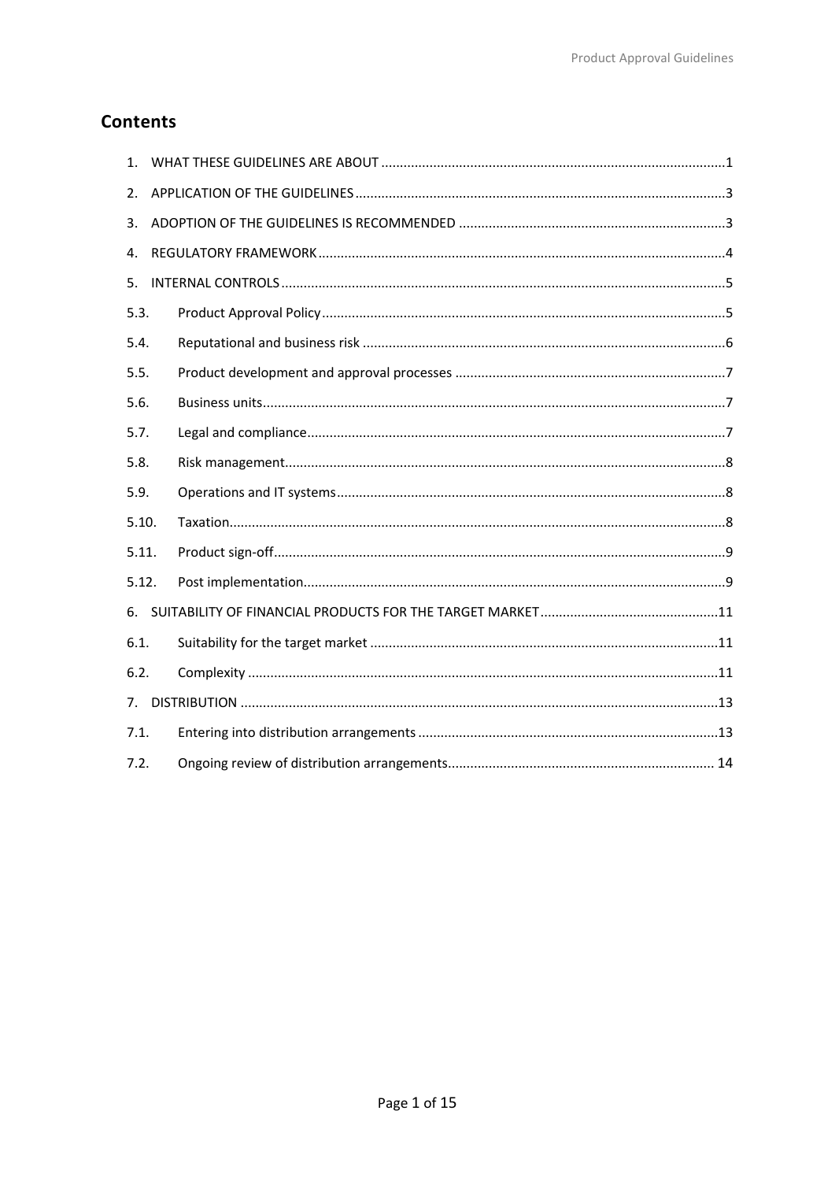## Contents

1. WHAT THESE GUIDELINES ARE ABOUT ....... 1
2. APPLICATION OF THE GUIDELINES ....... 3
3. ADOPTION OF THE GUIDELINES IS RECOMMENDED ....... 3
4. REGULATORY FRAMEWORK ....... 4
5. INTERNAL CONTROLS ....... 5

5.3. Product Approval Policy ....... 5

5.4. Reputational and business risk ....... 6

5.5. Product development and approval processes ....... 7

5.6. Business units ....... 7

5.7. Legal and compliance ....... 7

5.8. Risk management ....... 8

5.9. Operations and IT systems ....... 8

5.10. Taxation ....... 8

5.11. Product sign-off ....... 9

5.12. Post implementation ....... 9

6. SUITABILITY OF FINANCIAL PRODUCTS FOR THE TARGET MARKET ....... 11

6.1. Suitability for the target market ....... 11

6.2. Complexity ....... 11

7. DISTRIBUTION ....... 13

7.1. Entering into distribution arrangements ....... 13

7.2. Ongoing review of distribution arrangements ....... 14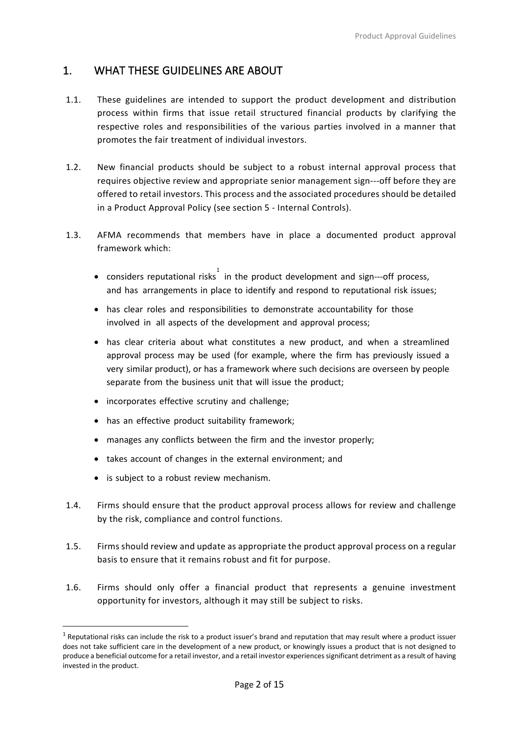## 1. WHAT THESE GUIDELINES ARE ABOUT

1.1. These guidelines are intended to support the product development and distribution process within firms that issue retail structured financial products by clarifying the respective roles and responsibilities of the various parties involved in a manner that promotes the fair treatment of individual investors.

1.2. New financial products should be subject to a robust internal approval process that requires objective review and appropriate senior management sign---off before they are offered to retail investors. This process and the associated procedures should be detailed in a Product Approval Policy (see section 5 - Internal Controls).

1.3. AFMA recommends that members have in place a documented product approval framework which:

- considers reputational risks[1] in the product development and sign---off process, and has arrangements in place to identify and respond to reputational risk issues;
- has clear roles and responsibilities to demonstrate accountability for those involved in all aspects of the development and approval process;
- has clear criteria about what constitutes a new product, and when a streamlined approval process may be used (for example, where the firm has previously issued a very similar product), or has a framework where such decisions are overseen by people separate from the business unit that will issue the product;
- incorporates effective scrutiny and challenge;
- has an effective product suitability framework;
- manages any conflicts between the firm and the investor properly;
- takes account of changes in the external environment; and
- is subject to a robust review mechanism.

1.4. Firms should ensure that the product approval process allows for review and challenge by the risk, compliance and control functions.

1.5. Firms should review and update as appropriate the product approval process on a regular basis to ensure that it remains robust and fit for purpose.

1.6. Firms should only offer a financial product that represents a genuine investment opportunity for investors, although it may still be subject to risks.

[1] Reputational risks can include the risk to a product issuer's brand and reputation that may result where a product issuer does not take sufficient care in the development of a new product, or knowingly issues a product that is not designed to produce a beneficial outcome for a retail investor, and a retail investor experiences significant detriment as a result of having invested in the product.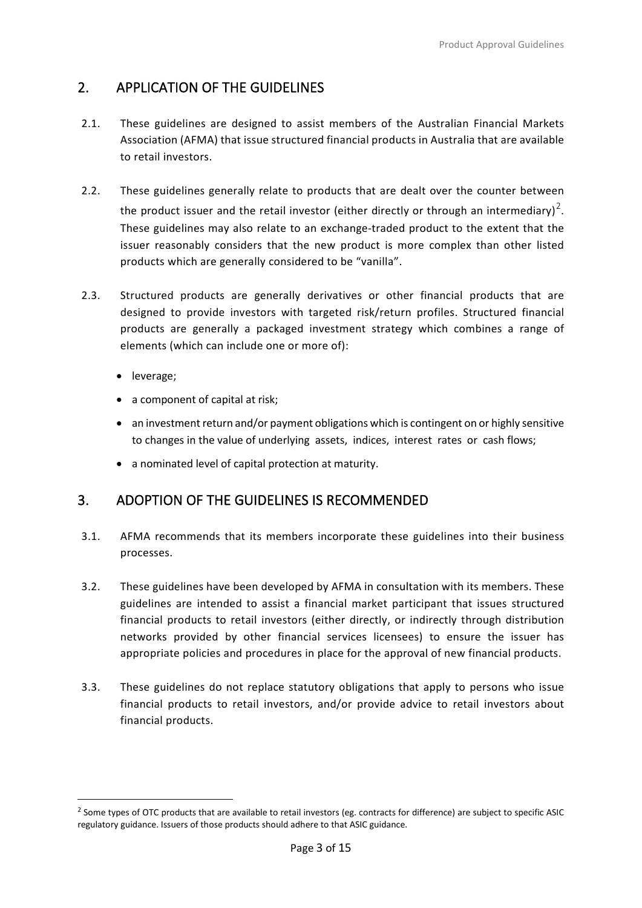## 2. APPLICATION OF THE GUIDELINES

2.1. These guidelines are designed to assist members of the Australian Financial Markets Association (AFMA) that issue structured financial products in Australia that are available to retail investors.

2.2. These guidelines generally relate to products that are dealt over the counter between the product issuer and the retail investor (either directly or through an intermediary)[2]. These guidelines may also relate to an exchange-traded product to the extent that the issuer reasonably considers that the new product is more complex than other listed products which are generally considered to be "vanilla".

2.3. Structured products are generally derivatives or other financial products that are designed to provide investors with targeted risk/return profiles. Structured financial products are generally a packaged investment strategy which combines a range of elements (which can include one or more of):

- leverage;
- a component of capital at risk;
- an investment return and/or payment obligations which is contingent on or highly sensitive to changes in the value of underlying assets, indices, interest rates or cash flows;
- a nominated level of capital protection at maturity.

## 3. ADOPTION OF THE GUIDELINES IS RECOMMENDED

3.1. AFMA recommends that its members incorporate these guidelines into their business processes.

3.2. These guidelines have been developed by AFMA in consultation with its members. These guidelines are intended to assist a financial market participant that issues structured financial products to retail investors (either directly, or indirectly through distribution networks provided by other financial services licensees) to ensure the issuer has appropriate policies and procedures in place for the approval of new financial products.

3.3. These guidelines do not replace statutory obligations that apply to persons who issue financial products to retail investors, and/or provide advice to retail investors about financial products.

[2] Some types of OTC products that are available to retail investors (eg. contracts for difference) are subject to specific ASIC regulatory guidance. Issuers of those products should adhere to that ASIC guidance.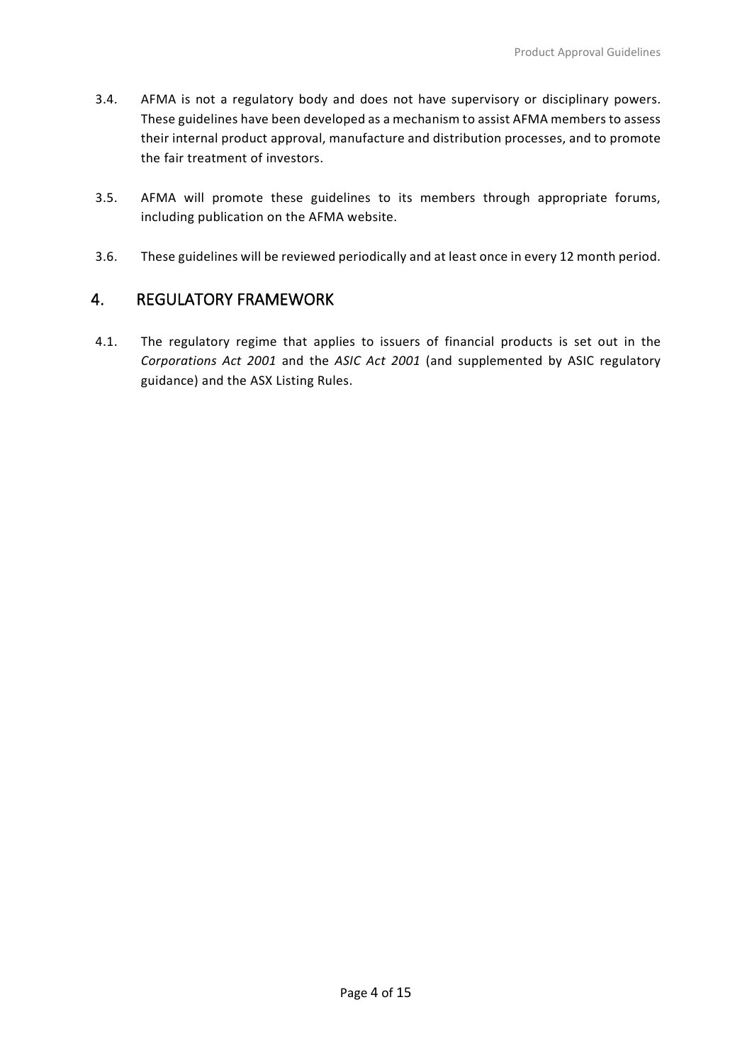3.4. AFMA is not a regulatory body and does not have supervisory or disciplinary powers. These guidelines have been developed as a mechanism to assist AFMA members to assess their internal product approval, manufacture and distribution processes, and to promote the fair treatment of investors.

3.5. AFMA will promote these guidelines to its members through appropriate forums, including publication on the AFMA website.

3.6. These guidelines will be reviewed periodically and at least once in every 12 month period.

## 4. REGULATORY FRAMEWORK

4.1. The regulatory regime that applies to issuers of financial products is set out in the *Corporations Act 2001* and the *ASIC Act 2001* (and supplemented by ASIC regulatory guidance) and the ASX Listing Rules.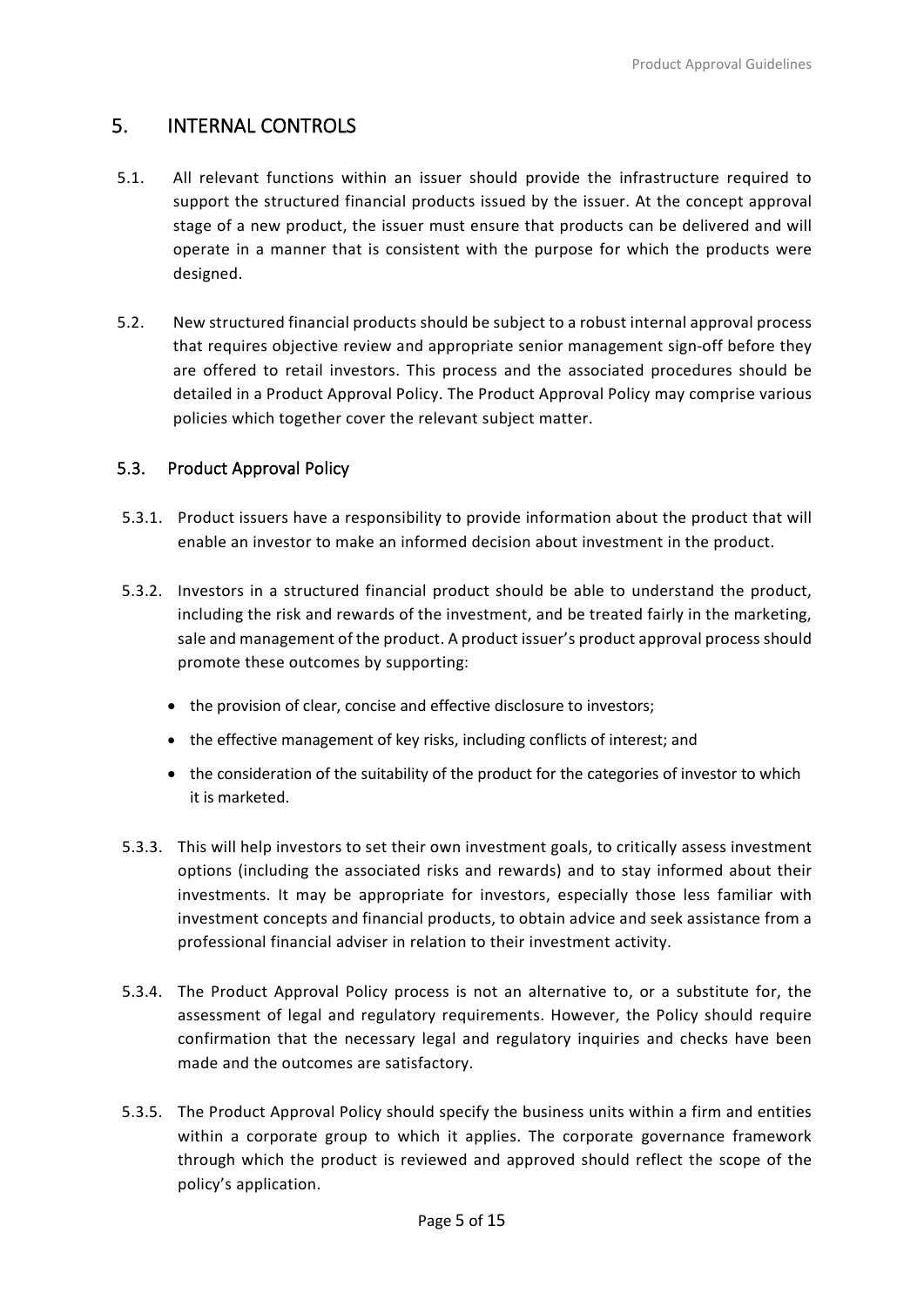## 5. INTERNAL CONTROLS

5.1. All relevant functions within an issuer should provide the infrastructure required to support the structured financial products issued by the issuer. At the concept approval stage of a new product, the issuer must ensure that products can be delivered and will operate in a manner that is consistent with the purpose for which the products were designed.

5.2. New structured financial products should be subject to a robust internal approval process that requires objective review and appropriate senior management sign-off before they are offered to retail investors. This process and the associated procedures should be detailed in a Product Approval Policy. The Product Approval Policy may comprise various policies which together cover the relevant subject matter.

### 5.3. Product Approval Policy

5.3.1. Product issuers have a responsibility to provide information about the product that will enable an investor to make an informed decision about investment in the product.

5.3.2. Investors in a structured financial product should be able to understand the product, including the risk and rewards of the investment, and be treated fairly in the marketing, sale and management of the product. A product issuer's product approval process should promote these outcomes by supporting:

- the provision of clear, concise and effective disclosure to investors;
- the effective management of key risks, including conflicts of interest; and
- the consideration of the suitability of the product for the categories of investor to which it is marketed.

5.3.3. This will help investors to set their own investment goals, to critically assess investment options (including the associated risks and rewards) and to stay informed about their investments. It may be appropriate for investors, especially those less familiar with investment concepts and financial products, to obtain advice and seek assistance from a professional financial adviser in relation to their investment activity.

5.3.4. The Product Approval Policy process is not an alternative to, or a substitute for, the assessment of legal and regulatory requirements. However, the Policy should require confirmation that the necessary legal and regulatory inquiries and checks have been made and the outcomes are satisfactory.

5.3.5. The Product Approval Policy should specify the business units within a firm and entities within a corporate group to which it applies. The corporate governance framework through which the product is reviewed and approved should reflect the scope of the policy's application.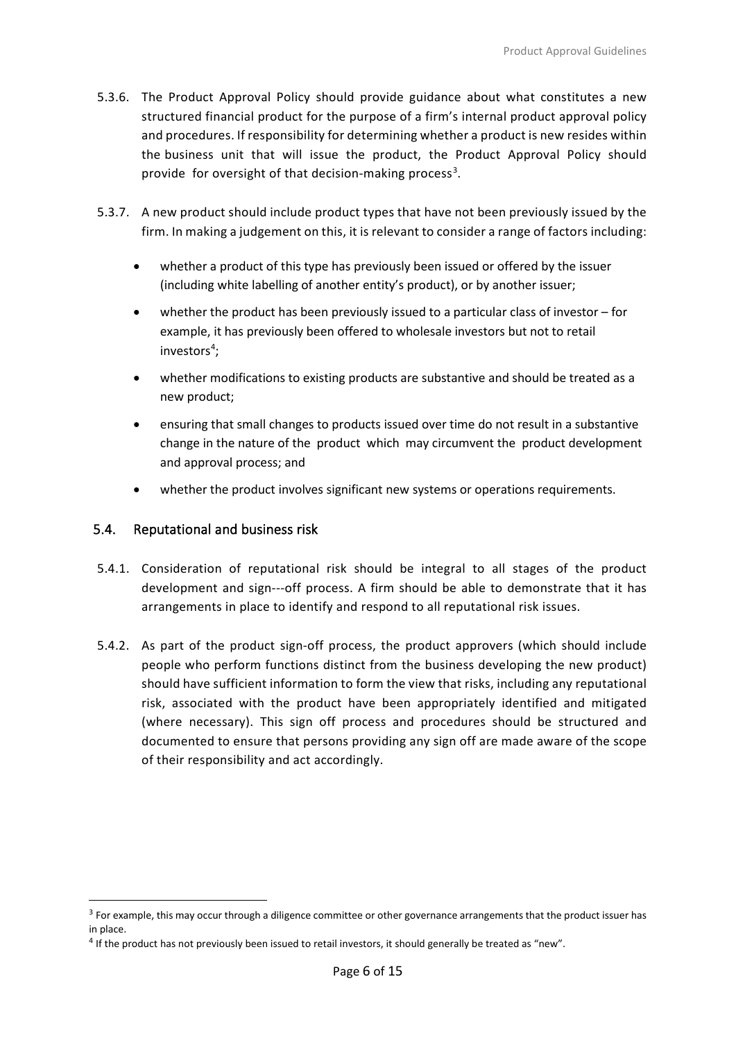5.3.6. The Product Approval Policy should provide guidance about what constitutes a new structured financial product for the purpose of a firm's internal product approval policy and procedures. If responsibility for determining whether a product is new resides within the business unit that will issue the product, the Product Approval Policy should provide for oversight of that decision-making process[3].

5.3.7. A new product should include product types that have not been previously issued by the firm. In making a judgement on this, it is relevant to consider a range of factors including:

- whether a product of this type has previously been issued or offered by the issuer (including white labelling of another entity's product), or by another issuer;
- whether the product has been previously issued to a particular class of investor – for example, it has previously been offered to wholesale investors but not to retail investors[4];
- whether modifications to existing products are substantive and should be treated as a new product;
- ensuring that small changes to products issued over time do not result in a substantive change in the nature of the product which may circumvent the product development and approval process; and
- whether the product involves significant new systems or operations requirements.

## 5.4. Reputational and business risk

5.4.1. Consideration of reputational risk should be integral to all stages of the product development and sign---off process. A firm should be able to demonstrate that it has arrangements in place to identify and respond to all reputational risk issues.

5.4.2. As part of the product sign-off process, the product approvers (which should include people who perform functions distinct from the business developing the new product) should have sufficient information to form the view that risks, including any reputational risk, associated with the product have been appropriately identified and mitigated (where necessary). This sign off process and procedures should be structured and documented to ensure that persons providing any sign off are made aware of the scope of their responsibility and act accordingly.

---

[3] For example, this may occur through a diligence committee or other governance arrangements that the product issuer has in place.

[4] If the product has not previously been issued to retail investors, it should generally be treated as "new".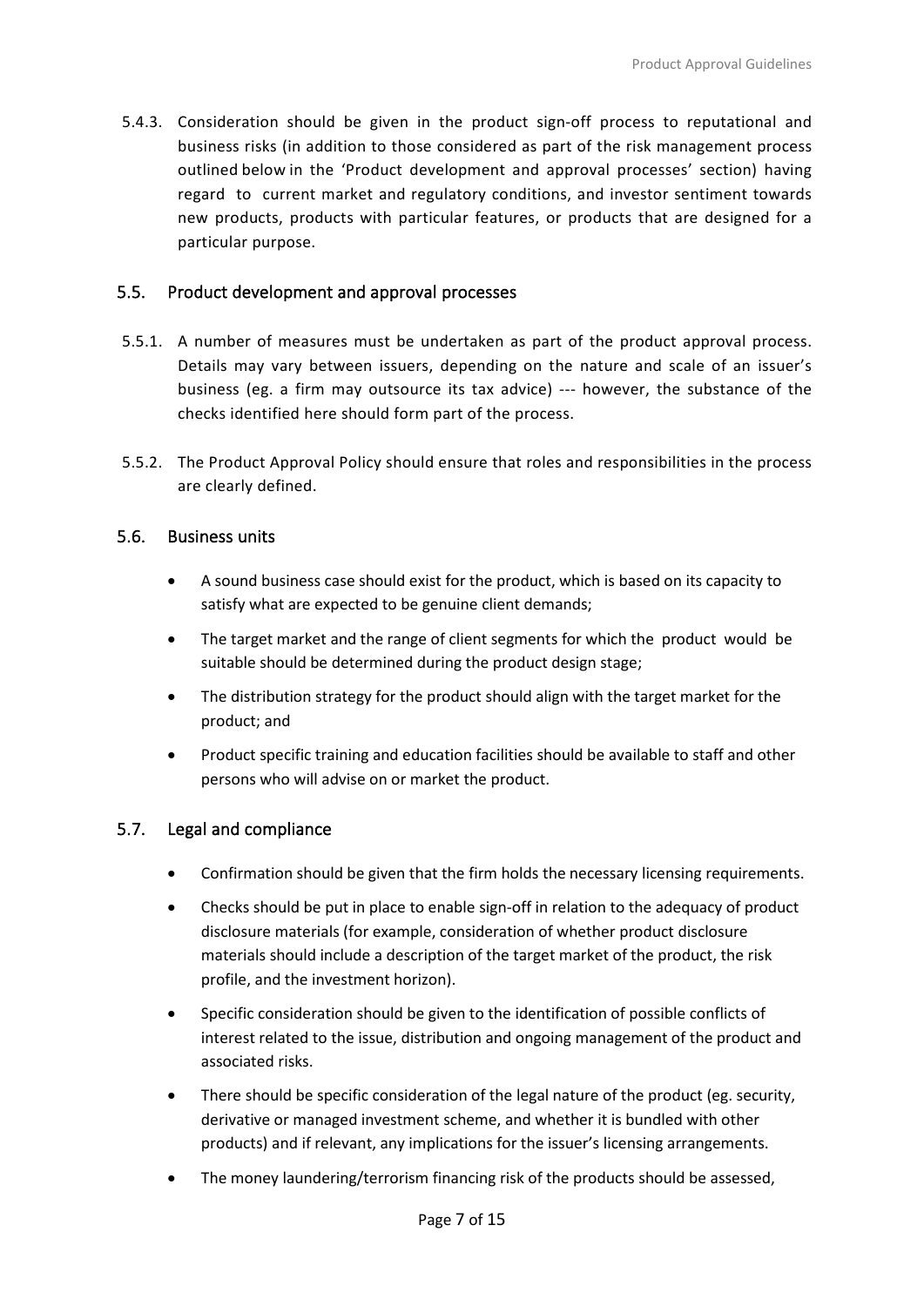5.4.3. Consideration should be given in the product sign-off process to reputational and business risks (in addition to those considered as part of the risk management process outlined below in the 'Product development and approval processes' section) having regard to current market and regulatory conditions, and investor sentiment towards new products, products with particular features, or products that are designed for a particular purpose.

## 5.5. Product development and approval processes

5.5.1. A number of measures must be undertaken as part of the product approval process. Details may vary between issuers, depending on the nature and scale of an issuer's business (eg. a firm may outsource its tax advice) --- however, the substance of the checks identified here should form part of the process.

5.5.2. The Product Approval Policy should ensure that roles and responsibilities in the process are clearly defined.

## 5.6. Business units

- A sound business case should exist for the product, which is based on its capacity to satisfy what are expected to be genuine client demands;
- The target market and the range of client segments for which the product would be suitable should be determined during the product design stage;
- The distribution strategy for the product should align with the target market for the product; and
- Product specific training and education facilities should be available to staff and other persons who will advise on or market the product.

## 5.7. Legal and compliance

- Confirmation should be given that the firm holds the necessary licensing requirements.
- Checks should be put in place to enable sign-off in relation to the adequacy of product disclosure materials (for example, consideration of whether product disclosure materials should include a description of the target market of the product, the risk profile, and the investment horizon).
- Specific consideration should be given to the identification of possible conflicts of interest related to the issue, distribution and ongoing management of the product and associated risks.
- There should be specific consideration of the legal nature of the product (eg. security, derivative or managed investment scheme, and whether it is bundled with other products) and if relevant, any implications for the issuer's licensing arrangements.
- The money laundering/terrorism financing risk of the products should be assessed,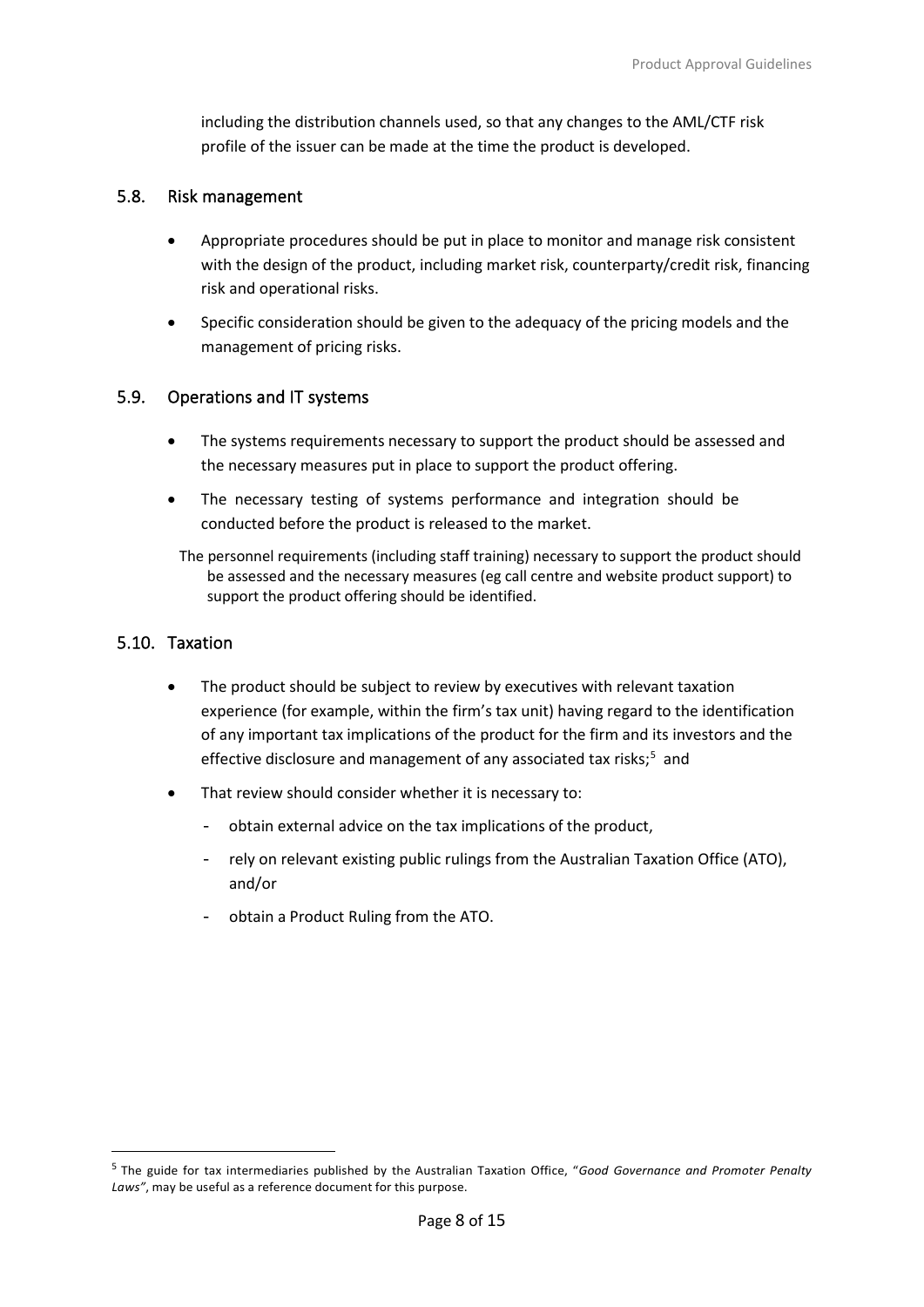including the distribution channels used, so that any changes to the AML/CTF risk profile of the issuer can be made at the time the product is developed.

## 5.8. Risk management

- Appropriate procedures should be put in place to monitor and manage risk consistent with the design of the product, including market risk, counterparty/credit risk, financing risk and operational risks.
- Specific consideration should be given to the adequacy of the pricing models and the management of pricing risks.

## 5.9. Operations and IT systems

- The systems requirements necessary to support the product should be assessed and the necessary measures put in place to support the product offering.
- The necessary testing of systems performance and integration should be conducted before the product is released to the market.

The personnel requirements (including staff training) necessary to support the product should be assessed and the necessary measures (eg call centre and website product support) to support the product offering should be identified.

## 5.10. Taxation

- The product should be subject to review by executives with relevant taxation experience (for example, within the firm's tax unit) having regard to the identification of any important tax implications of the product for the firm and its investors and the effective disclosure and management of any associated tax risks;[5] and
- That review should consider whether it is necessary to:
  - obtain external advice on the tax implications of the product,
  - rely on relevant existing public rulings from the Australian Taxation Office (ATO), and/or
  - obtain a Product Ruling from the ATO.

---

[5] The guide for tax intermediaries published by the Australian Taxation Office, "*Good Governance and Promoter Penalty Laws*", may be useful as a reference document for this purpose.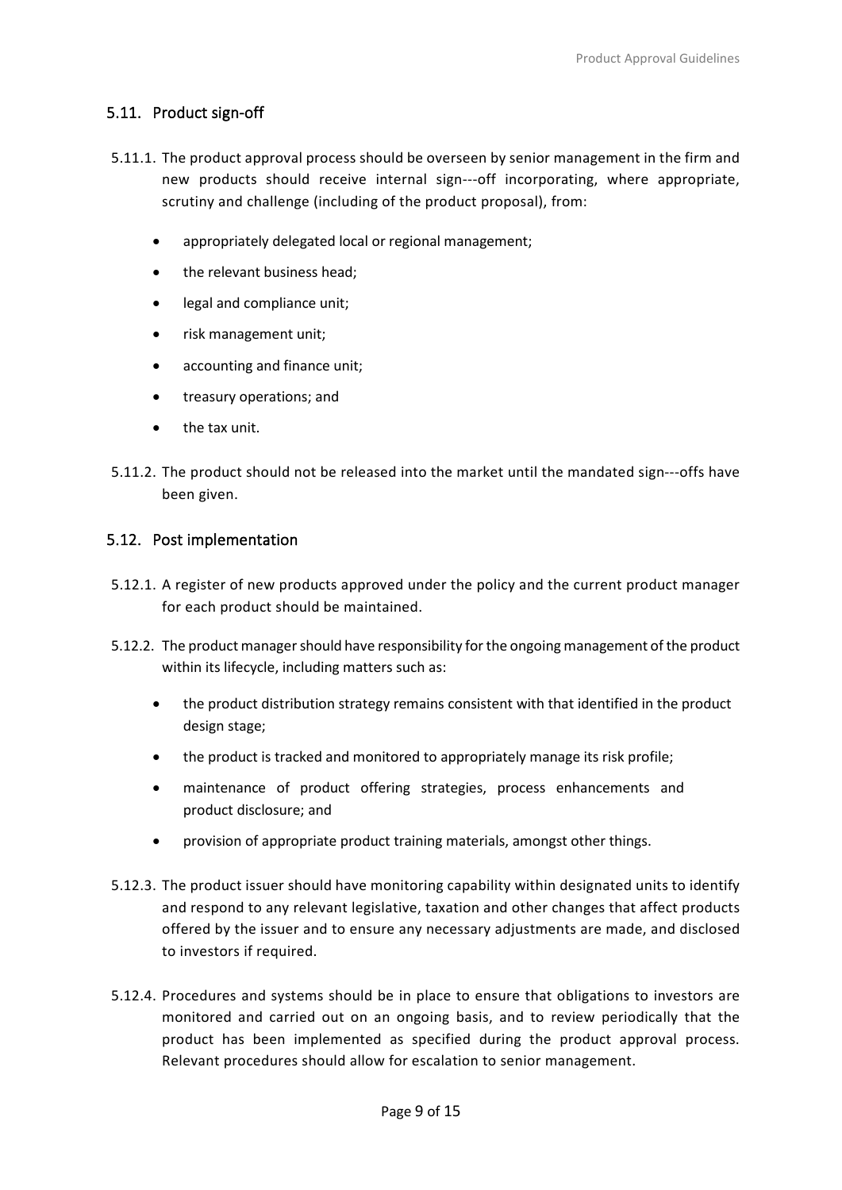## 5.11. Product sign-off

5.11.1. The product approval process should be overseen by senior management in the firm and new products should receive internal sign---off incorporating, where appropriate, scrutiny and challenge (including of the product proposal), from:

- appropriately delegated local or regional management;
- the relevant business head;
- legal and compliance unit;
- risk management unit;
- accounting and finance unit;
- treasury operations; and
- the tax unit.

5.11.2. The product should not be released into the market until the mandated sign---offs have been given.

## 5.12. Post implementation

5.12.1. A register of new products approved under the policy and the current product manager for each product should be maintained.

5.12.2. The product manager should have responsibility for the ongoing management of the product within its lifecycle, including matters such as:

- the product distribution strategy remains consistent with that identified in the product design stage;
- the product is tracked and monitored to appropriately manage its risk profile;
- maintenance of product offering strategies, process enhancements and product disclosure; and
- provision of appropriate product training materials, amongst other things.

5.12.3. The product issuer should have monitoring capability within designated units to identify and respond to any relevant legislative, taxation and other changes that affect products offered by the issuer and to ensure any necessary adjustments are made, and disclosed to investors if required.

5.12.4. Procedures and systems should be in place to ensure that obligations to investors are monitored and carried out on an ongoing basis, and to review periodically that the product has been implemented as specified during the product approval process. Relevant procedures should allow for escalation to senior management.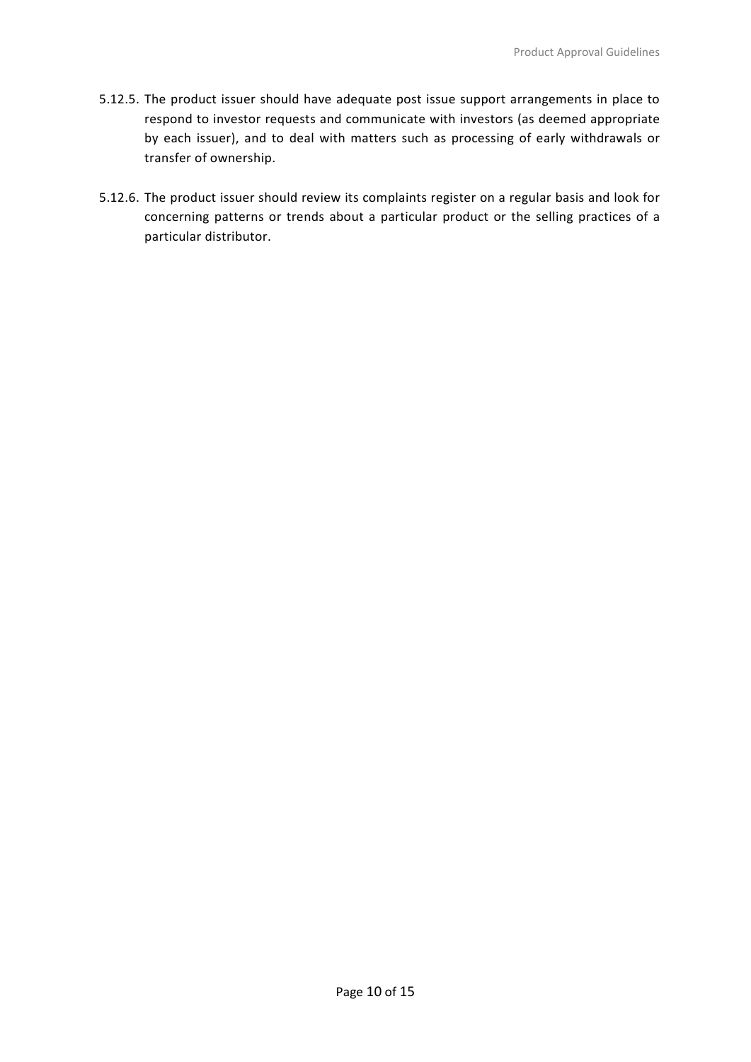5.12.5. The product issuer should have adequate post issue support arrangements in place to respond to investor requests and communicate with investors (as deemed appropriate by each issuer), and to deal with matters such as processing of early withdrawals or transfer of ownership.

5.12.6. The product issuer should review its complaints register on a regular basis and look for concerning patterns or trends about a particular product or the selling practices of a particular distributor.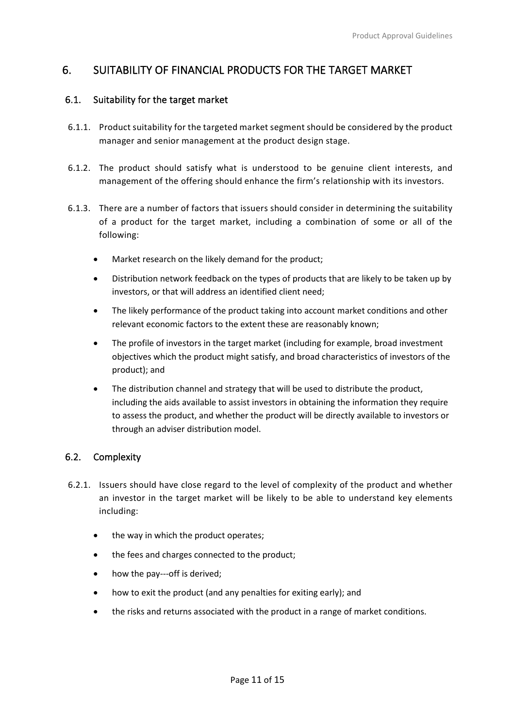## 6. SUITABILITY OF FINANCIAL PRODUCTS FOR THE TARGET MARKET

### 6.1. Suitability for the target market

6.1.1. Product suitability for the targeted market segment should be considered by the product manager and senior management at the product design stage.

6.1.2. The product should satisfy what is understood to be genuine client interests, and management of the offering should enhance the firm's relationship with its investors.

6.1.3. There are a number of factors that issuers should consider in determining the suitability of a product for the target market, including a combination of some or all of the following:

- Market research on the likely demand for the product;
- Distribution network feedback on the types of products that are likely to be taken up by investors, or that will address an identified client need;
- The likely performance of the product taking into account market conditions and other relevant economic factors to the extent these are reasonably known;
- The profile of investors in the target market (including for example, broad investment objectives which the product might satisfy, and broad characteristics of investors of the product); and
- The distribution channel and strategy that will be used to distribute the product, including the aids available to assist investors in obtaining the information they require to assess the product, and whether the product will be directly available to investors or through an adviser distribution model.

### 6.2. Complexity

6.2.1. Issuers should have close regard to the level of complexity of the product and whether an investor in the target market will be likely to be able to understand key elements including:

- the way in which the product operates;
- the fees and charges connected to the product;
- how the pay---off is derived;
- how to exit the product (and any penalties for exiting early); and
- the risks and returns associated with the product in a range of market conditions.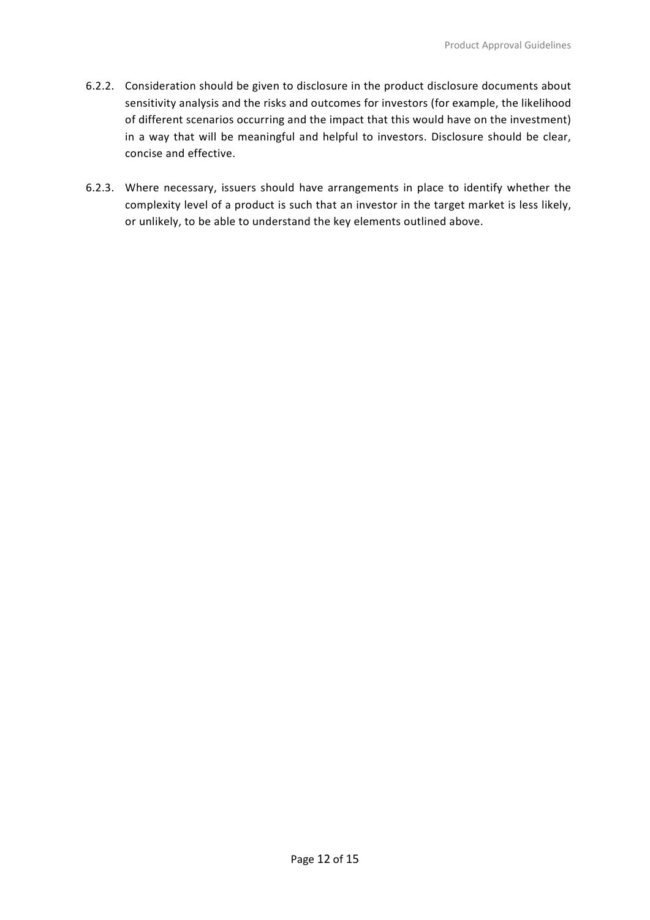6.2.2. Consideration should be given to disclosure in the product disclosure documents about sensitivity analysis and the risks and outcomes for investors (for example, the likelihood of different scenarios occurring and the impact that this would have on the investment) in a way that will be meaningful and helpful to investors. Disclosure should be clear, concise and effective.

6.2.3. Where necessary, issuers should have arrangements in place to identify whether the complexity level of a product is such that an investor in the target market is less likely, or unlikely, to be able to understand the key elements outlined above.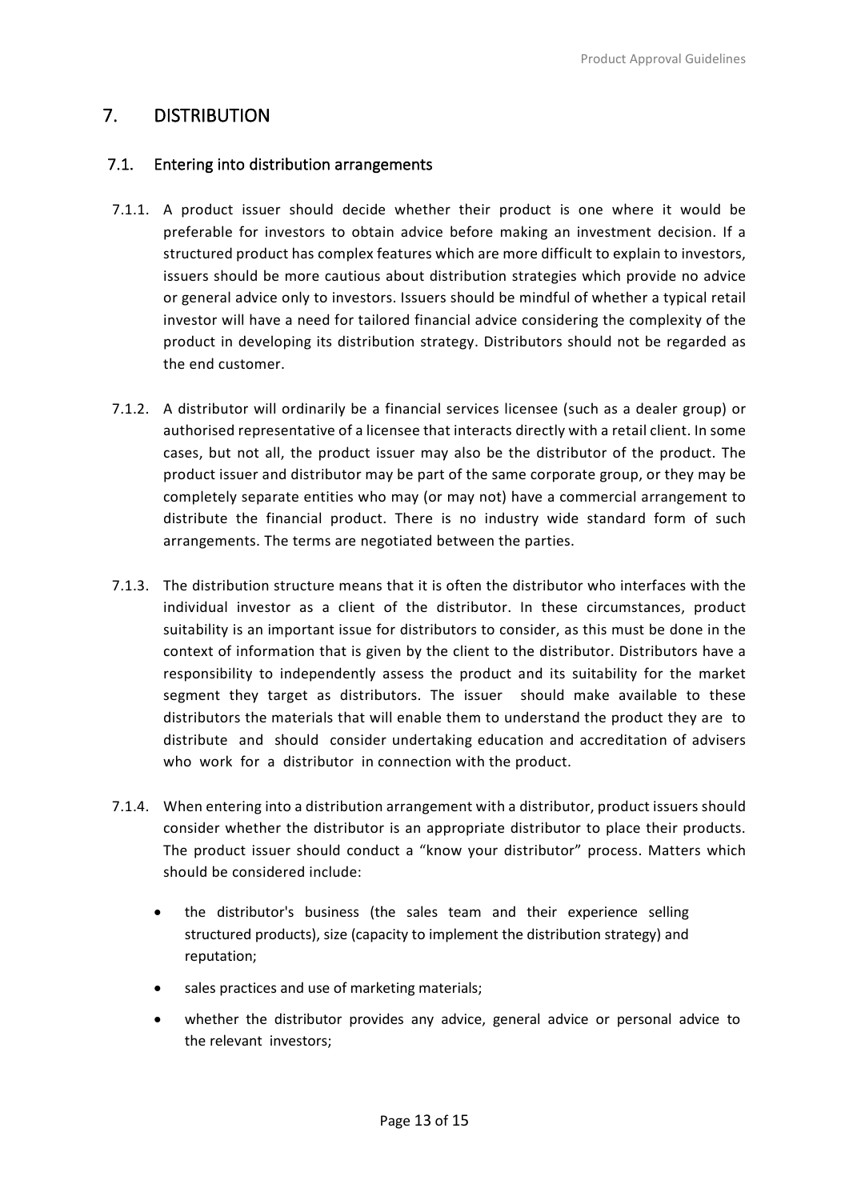## 7. DISTRIBUTION

### 7.1. Entering into distribution arrangements

7.1.1. A product issuer should decide whether their product is one where it would be preferable for investors to obtain advice before making an investment decision. If a structured product has complex features which are more difficult to explain to investors, issuers should be more cautious about distribution strategies which provide no advice or general advice only to investors. Issuers should be mindful of whether a typical retail investor will have a need for tailored financial advice considering the complexity of the product in developing its distribution strategy. Distributors should not be regarded as the end customer.

7.1.2. A distributor will ordinarily be a financial services licensee (such as a dealer group) or authorised representative of a licensee that interacts directly with a retail client. In some cases, but not all, the product issuer may also be the distributor of the product. The product issuer and distributor may be part of the same corporate group, or they may be completely separate entities who may (or may not) have a commercial arrangement to distribute the financial product. There is no industry wide standard form of such arrangements. The terms are negotiated between the parties.

7.1.3. The distribution structure means that it is often the distributor who interfaces with the individual investor as a client of the distributor. In these circumstances, product suitability is an important issue for distributors to consider, as this must be done in the context of information that is given by the client to the distributor. Distributors have a responsibility to independently assess the product and its suitability for the market segment they target as distributors. The issuer should make available to these distributors the materials that will enable them to understand the product they are to distribute and should consider undertaking education and accreditation of advisers who work for a distributor in connection with the product.

7.1.4. When entering into a distribution arrangement with a distributor, product issuers should consider whether the distributor is an appropriate distributor to place their products. The product issuer should conduct a "know your distributor" process. Matters which should be considered include:

- the distributor's business (the sales team and their experience selling structured products), size (capacity to implement the distribution strategy) and reputation;
- sales practices and use of marketing materials;
- whether the distributor provides any advice, general advice or personal advice to the relevant investors;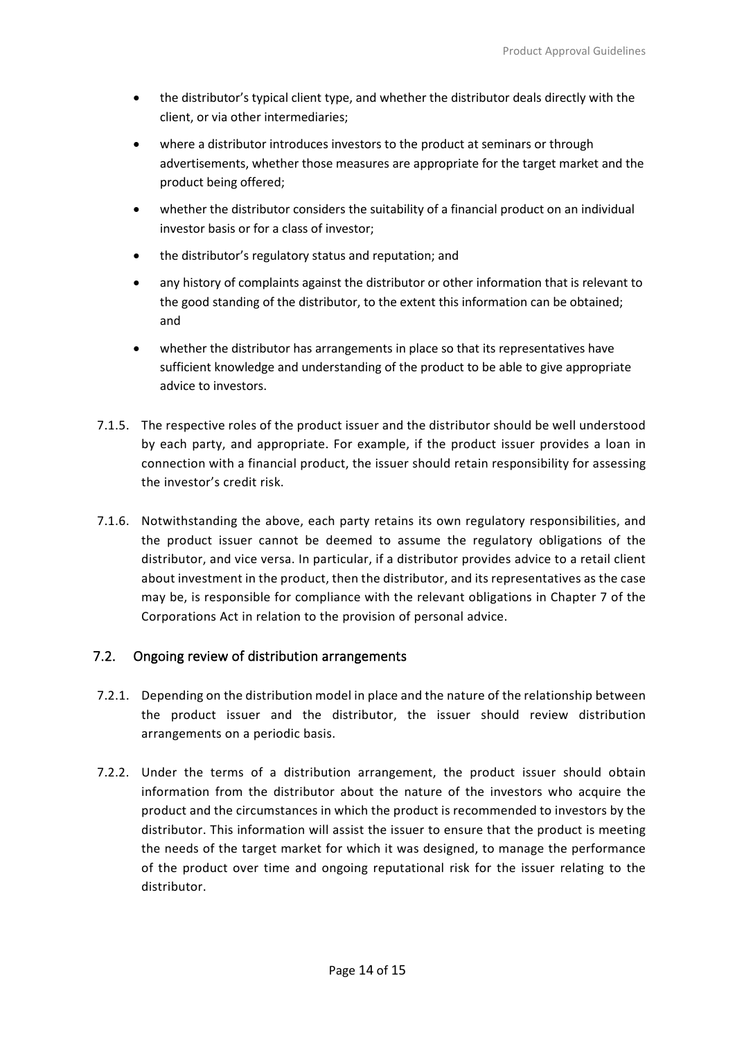- the distributor's typical client type, and whether the distributor deals directly with the client, or via other intermediaries;
- where a distributor introduces investors to the product at seminars or through advertisements, whether those measures are appropriate for the target market and the product being offered;
- whether the distributor considers the suitability of a financial product on an individual investor basis or for a class of investor;
- the distributor's regulatory status and reputation; and
- any history of complaints against the distributor or other information that is relevant to the good standing of the distributor, to the extent this information can be obtained; and
- whether the distributor has arrangements in place so that its representatives have sufficient knowledge and understanding of the product to be able to give appropriate advice to investors.

7.1.5. The respective roles of the product issuer and the distributor should be well understood by each party, and appropriate. For example, if the product issuer provides a loan in connection with a financial product, the issuer should retain responsibility for assessing the investor's credit risk.

7.1.6. Notwithstanding the above, each party retains its own regulatory responsibilities, and the product issuer cannot be deemed to assume the regulatory obligations of the distributor, and vice versa. In particular, if a distributor provides advice to a retail client about investment in the product, then the distributor, and its representatives as the case may be, is responsible for compliance with the relevant obligations in Chapter 7 of the Corporations Act in relation to the provision of personal advice.

## 7.2. Ongoing review of distribution arrangements

7.2.1. Depending on the distribution model in place and the nature of the relationship between the product issuer and the distributor, the issuer should review distribution arrangements on a periodic basis.

7.2.2. Under the terms of a distribution arrangement, the product issuer should obtain information from the distributor about the nature of the investors who acquire the product and the circumstances in which the product is recommended to investors by the distributor. This information will assist the issuer to ensure that the product is meeting the needs of the target market for which it was designed, to manage the performance of the product over time and ongoing reputational risk for the issuer relating to the distributor.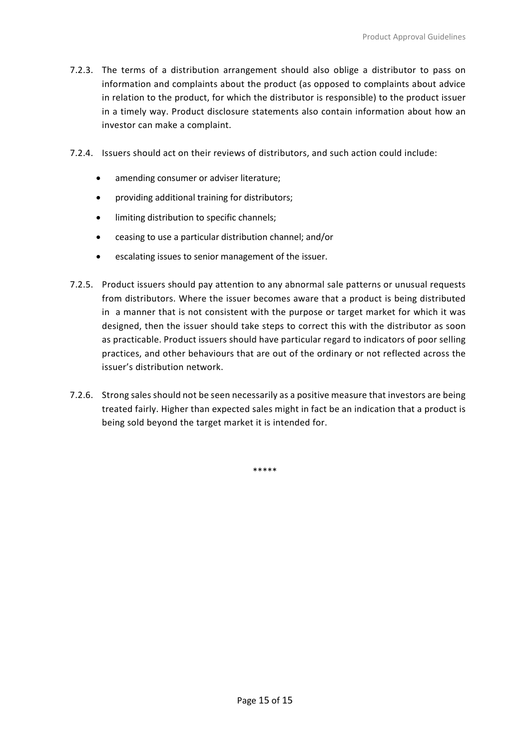7.2.3. The terms of a distribution arrangement should also oblige a distributor to pass on information and complaints about the product (as opposed to complaints about advice in relation to the product, for which the distributor is responsible) to the product issuer in a timely way. Product disclosure statements also contain information about how an investor can make a complaint.

7.2.4. Issuers should act on their reviews of distributors, and such action could include:

- amending consumer or adviser literature;
- providing additional training for distributors;
- limiting distribution to specific channels;
- ceasing to use a particular distribution channel; and/or
- escalating issues to senior management of the issuer.

7.2.5. Product issuers should pay attention to any abnormal sale patterns or unusual requests from distributors. Where the issuer becomes aware that a product is being distributed in a manner that is not consistent with the purpose or target market for which it was designed, then the issuer should take steps to correct this with the distributor as soon as practicable. Product issuers should have particular regard to indicators of poor selling practices, and other behaviours that are out of the ordinary or not reflected across the issuer's distribution network.

7.2.6. Strong sales should not be seen necessarily as a positive measure that investors are being treated fairly. Higher than expected sales might in fact be an indication that a product is being sold beyond the target market it is intended for.

*****